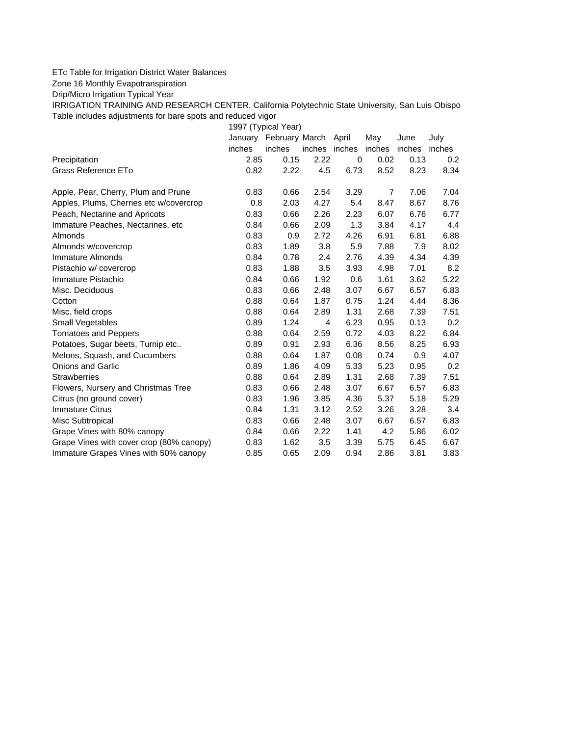ETc Table for Irrigation District Water Balances

Zone 16 Monthly Evapotranspiration

Drip/Micro Irrigation Typical Year

IRRIGATION TRAINING AND RESEARCH CENTER, California Polytechnic State University, San Luis Obispo

Table includes adjustments for bare spots and reduced vigor

| | 1997 (Typical Year) | | | | | | |
|---|---|---|---|---|---|---|---|
| | January | February | March | April | May | June | July |
| | inches | inches | inches | inches | inches | inches | inches |
| Precipitation | 2.85 | 0.15 | 2.22 | 0 | 0.02 | 0.13 | 0.2 |
| Grass Reference ETo | 0.82 | 2.22 | 4.5 | 6.73 | 8.52 | 8.23 | 8.34 |
| | | | | | | | |
| Apple, Pear, Cherry, Plum and Prune | 0.83 | 0.66 | 2.54 | 3.29 | 7 | 7.06 | 7.04 |
| Apples, Plums, Cherries etc w/covercrop | 0.8 | 2.03 | 4.27 | 5.4 | 8.47 | 8.67 | 8.76 |
| Peach, Nectarine and Apricots | 0.83 | 0.66 | 2.26 | 2.23 | 6.07 | 6.76 | 6.77 |
| Immature Peaches, Nectarines, etc | 0.84 | 0.66 | 2.09 | 1.3 | 3.84 | 4.17 | 4.4 |
| Almonds | 0.83 | 0.9 | 2.72 | 4.26 | 6.91 | 6.81 | 6.88 |
| Almonds w/covercrop | 0.83 | 1.89 | 3.8 | 5.9 | 7.88 | 7.9 | 8.02 |
| Immature Almonds | 0.84 | 0.78 | 2.4 | 2.76 | 4.39 | 4.34 | 4.39 |
| Pistachio w/ covercrop | 0.83 | 1.88 | 3.5 | 3.93 | 4.98 | 7.01 | 8.2 |
| Immature Pistachio | 0.84 | 0.66 | 1.92 | 0.6 | 1.61 | 3.62 | 5.22 |
| Misc. Deciduous | 0.83 | 0.66 | 2.48 | 3.07 | 6.67 | 6.57 | 6.83 |
| Cotton | 0.88 | 0.64 | 1.87 | 0.75 | 1.24 | 4.44 | 8.36 |
| Misc. field crops | 0.88 | 0.64 | 2.89 | 1.31 | 2.68 | 7.39 | 7.51 |
| Small Vegetables | 0.89 | 1.24 | 4 | 6.23 | 0.95 | 0.13 | 0.2 |
| Tomatoes and Peppers | 0.88 | 0.64 | 2.59 | 0.72 | 4.03 | 8.22 | 6.84 |
| Potatoes, Sugar beets, Turnip etc.. | 0.89 | 0.91 | 2.93 | 6.36 | 8.56 | 8.25 | 6.93 |
| Melons, Squash, and Cucumbers | 0.88 | 0.64 | 1.87 | 0.08 | 0.74 | 0.9 | 4.07 |
| Onions and Garlic | 0.89 | 1.86 | 4.09 | 5.33 | 5.23 | 0.95 | 0.2 |
| Strawberries | 0.88 | 0.64 | 2.89 | 1.31 | 2.68 | 7.39 | 7.51 |
| Flowers, Nursery and Christmas Tree | 0.83 | 0.66 | 2.48 | 3.07 | 6.67 | 6.57 | 6.83 |
| Citrus (no ground cover) | 0.83 | 1.96 | 3.85 | 4.36 | 5.37 | 5.18 | 5.29 |
| Immature Citrus | 0.84 | 1.31 | 3.12 | 2.52 | 3.26 | 3.28 | 3.4 |
| Misc Subtropical | 0.83 | 0.66 | 2.48 | 3.07 | 6.67 | 6.57 | 6.83 |
| Grape Vines with 80% canopy | 0.84 | 0.66 | 2.22 | 1.41 | 4.2 | 5.86 | 6.02 |
| Grape Vines with cover crop (80% canopy) | 0.83 | 1.62 | 3.5 | 3.39 | 5.75 | 6.45 | 6.67 |
| Immature Grapes Vines with 50% canopy | 0.85 | 0.65 | 2.09 | 0.94 | 2.86 | 3.81 | 3.83 |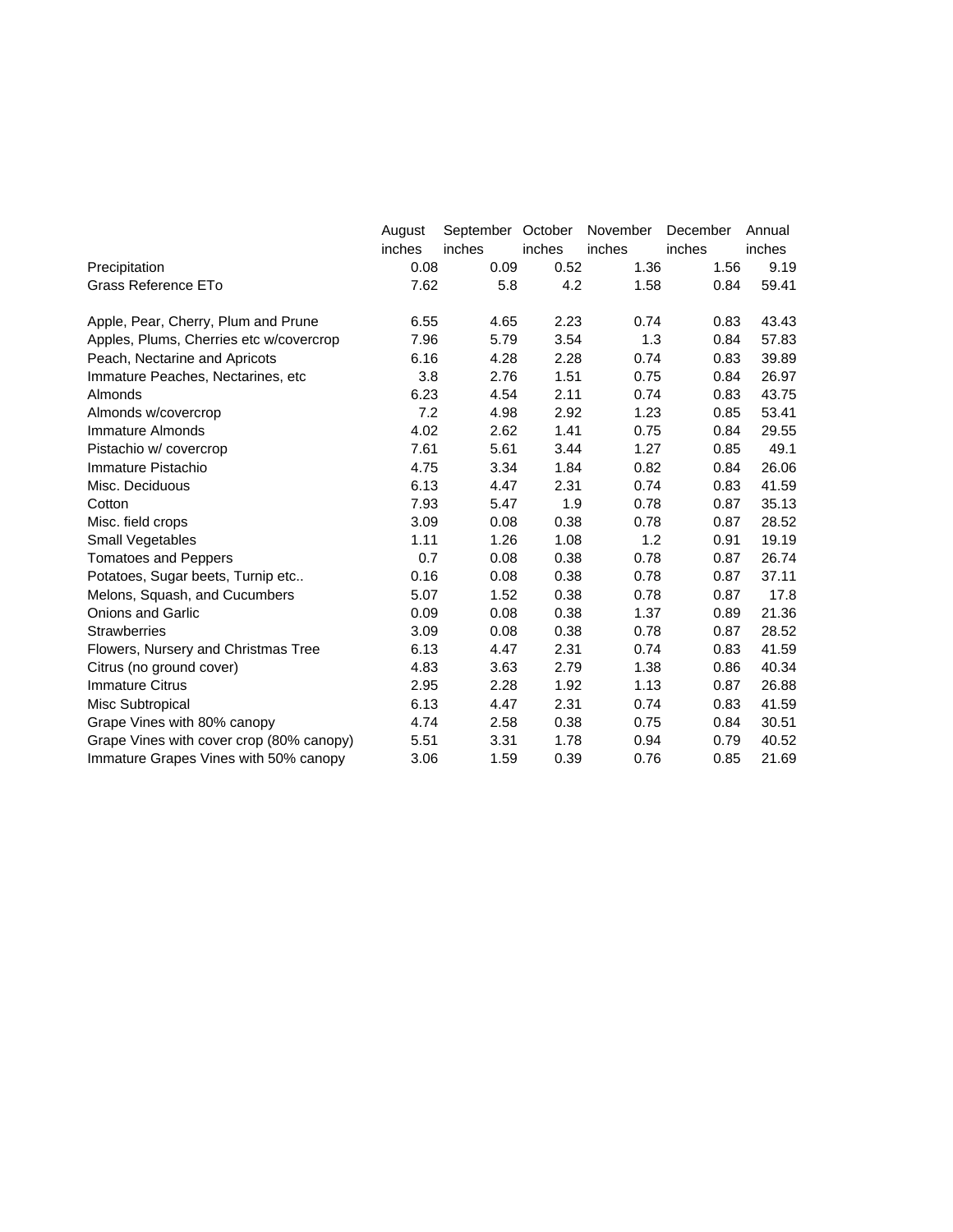| | August inches | September inches | October inches | November inches | December inches | Annual inches |
|---|---|---|---|---|---|---|
| Precipitation | 0.08 | 0.09 | 0.52 | 1.36 | 1.56 | 9.19 |
| Grass Reference ETo | 7.62 | 5.8 | 4.2 | 1.58 | 0.84 | 59.41 |
| | | | | | | |
| Apple, Pear, Cherry, Plum and Prune | 6.55 | 4.65 | 2.23 | 0.74 | 0.83 | 43.43 |
| Apples, Plums, Cherries etc w/covercrop | 7.96 | 5.79 | 3.54 | 1.3 | 0.84 | 57.83 |
| Peach, Nectarine and Apricots | 6.16 | 4.28 | 2.28 | 0.74 | 0.83 | 39.89 |
| Immature Peaches, Nectarines, etc | 3.8 | 2.76 | 1.51 | 0.75 | 0.84 | 26.97 |
| Almonds | 6.23 | 4.54 | 2.11 | 0.74 | 0.83 | 43.75 |
| Almonds w/covercrop | 7.2 | 4.98 | 2.92 | 1.23 | 0.85 | 53.41 |
| Immature Almonds | 4.02 | 2.62 | 1.41 | 0.75 | 0.84 | 29.55 |
| Pistachio w/ covercrop | 7.61 | 5.61 | 3.44 | 1.27 | 0.85 | 49.1 |
| Immature Pistachio | 4.75 | 3.34 | 1.84 | 0.82 | 0.84 | 26.06 |
| Misc. Deciduous | 6.13 | 4.47 | 2.31 | 0.74 | 0.83 | 41.59 |
| Cotton | 7.93 | 5.47 | 1.9 | 0.78 | 0.87 | 35.13 |
| Misc. field crops | 3.09 | 0.08 | 0.38 | 0.78 | 0.87 | 28.52 |
| Small Vegetables | 1.11 | 1.26 | 1.08 | 1.2 | 0.91 | 19.19 |
| Tomatoes and Peppers | 0.7 | 0.08 | 0.38 | 0.78 | 0.87 | 26.74 |
| Potatoes, Sugar beets, Turnip etc.. | 0.16 | 0.08 | 0.38 | 0.78 | 0.87 | 37.11 |
| Melons, Squash, and Cucumbers | 5.07 | 1.52 | 0.38 | 0.78 | 0.87 | 17.8 |
| Onions and Garlic | 0.09 | 0.08 | 0.38 | 1.37 | 0.89 | 21.36 |
| Strawberries | 3.09 | 0.08 | 0.38 | 0.78 | 0.87 | 28.52 |
| Flowers, Nursery and Christmas Tree | 6.13 | 4.47 | 2.31 | 0.74 | 0.83 | 41.59 |
| Citrus (no ground cover) | 4.83 | 3.63 | 2.79 | 1.38 | 0.86 | 40.34 |
| Immature Citrus | 2.95 | 2.28 | 1.92 | 1.13 | 0.87 | 26.88 |
| Misc Subtropical | 6.13 | 4.47 | 2.31 | 0.74 | 0.83 | 41.59 |
| Grape Vines with 80% canopy | 4.74 | 2.58 | 0.38 | 0.75 | 0.84 | 30.51 |
| Grape Vines with cover crop (80% canopy) | 5.51 | 3.31 | 1.78 | 0.94 | 0.79 | 40.52 |
| Immature Grapes Vines with 50% canopy | 3.06 | 1.59 | 0.39 | 0.76 | 0.85 | 21.69 |